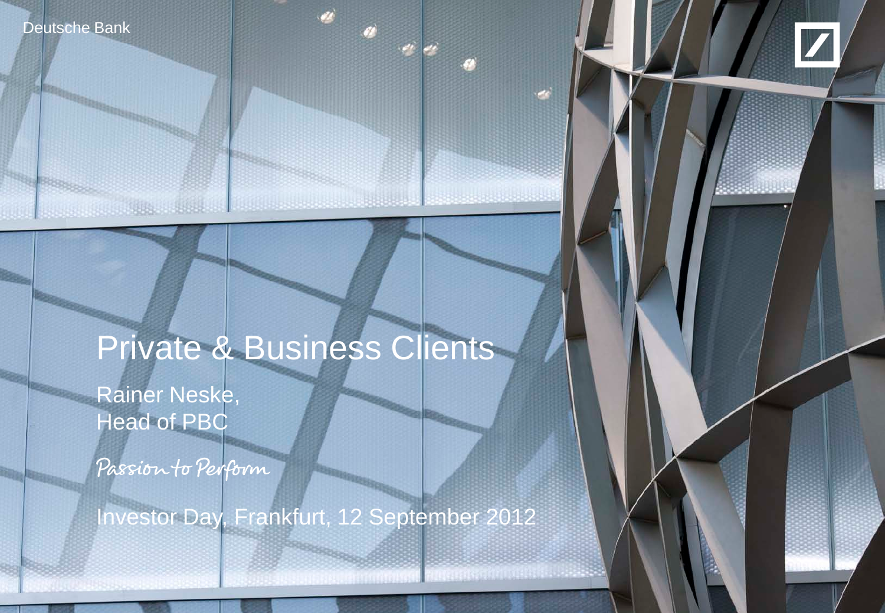Deutsche Bank

# Private & Business Clients

Rainer Neske,
Head of PBC

*Passion to Perform*

Investor Day, Frankfurt, 12 September 2012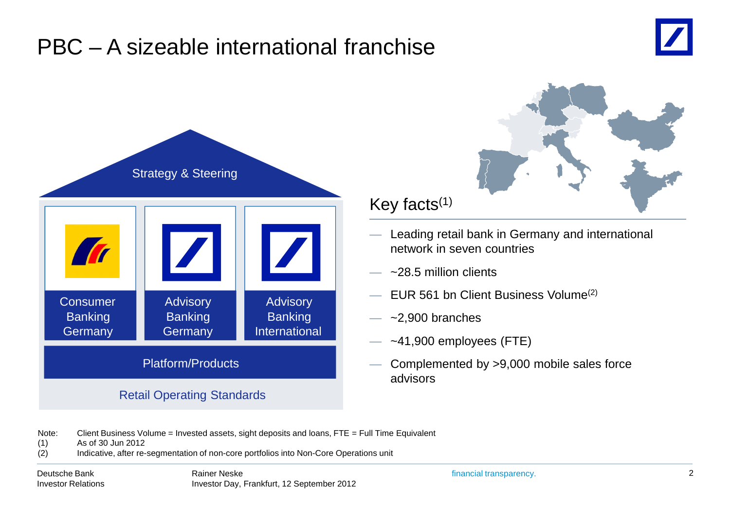# PBC – A sizeable international franchise

Strategy & Steering

| Consumer Banking Germany | Advisory Banking Germany | Advisory Banking International |
|---|---|---|

Platform/Products

Retail Operating Standards

## Key facts[1]

- Leading retail bank in Germany and international network in seven countries
- ~28.5 million clients
- EUR 561 bn Client Business Volume[2]
- ~2,900 branches
- ~41,900 employees (FTE)
- Complemented by >9,000 mobile sales force advisors

Note: Client Business Volume = Invested assets, sight deposits and loans, FTE = Full Time Equivalent

(1) As of 30 Jun 2012

(2) Indicative, after re-segmentation of non-core portfolios into Non-Core Operations unit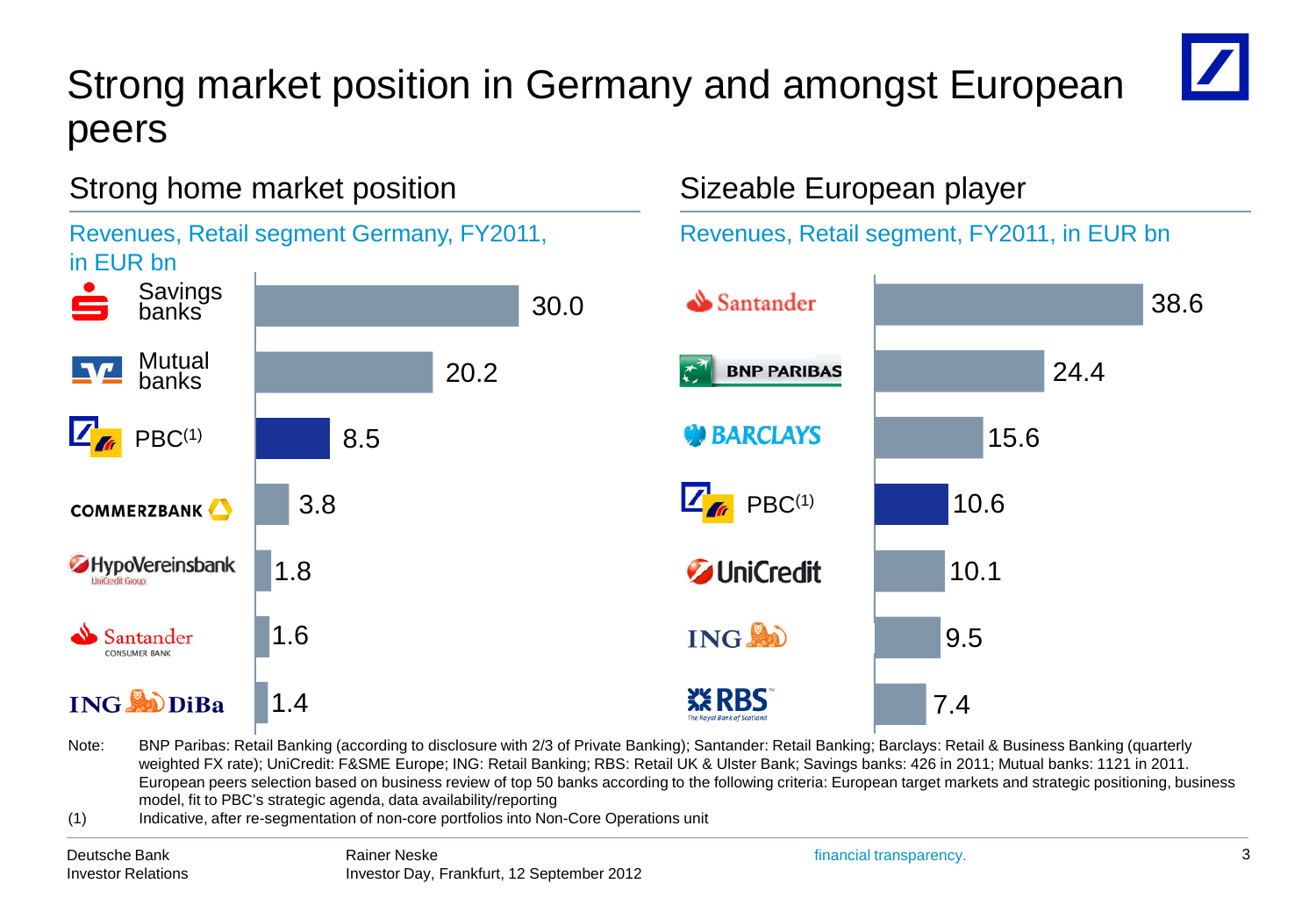# Strong market position in Germany and amongst European peers

## Strong home market position

Revenues, Retail segment Germany, FY2011, in EUR bn

| Bank | Revenues |
|---|---|
| Savings banks | 30.0 |
| Mutual banks | 20.2 |
| PBC[(1)] | 8.5 |
| Commerzbank | 3.8 |
| HypoVereinsbank | 1.8 |
| Santander Consumer Bank | 1.6 |
| ING DiBa | 1.4 |

## Sizeable European player

Revenues, Retail segment, FY2011, in EUR bn

| Bank | Revenues |
|---|---|
| Santander | 38.6 |
| BNP Paribas | 24.4 |
| Barclays | 15.6 |
| PBC[(1)] | 10.6 |
| UniCredit | 10.1 |
| ING | 9.5 |
| RBS | 7.4 |

Note: BNP Paribas: Retail Banking (according to disclosure with 2/3 of Private Banking); Santander: Retail Banking; Barclays: Retail & Business Banking (quarterly weighted FX rate); UniCredit: F&SME Europe; ING: Retail Banking; RBS: Retail UK & Ulster Bank; Savings banks: 426 in 2011; Mutual banks: 1121 in 2011. European peers selection based on business review of top 50 banks according to the following criteria: European target markets and strategic positioning, business model, fit to PBC's strategic agenda, data availability/reporting

(1) Indicative, after re-segmentation of non-core portfolios into Non-Core Operations unit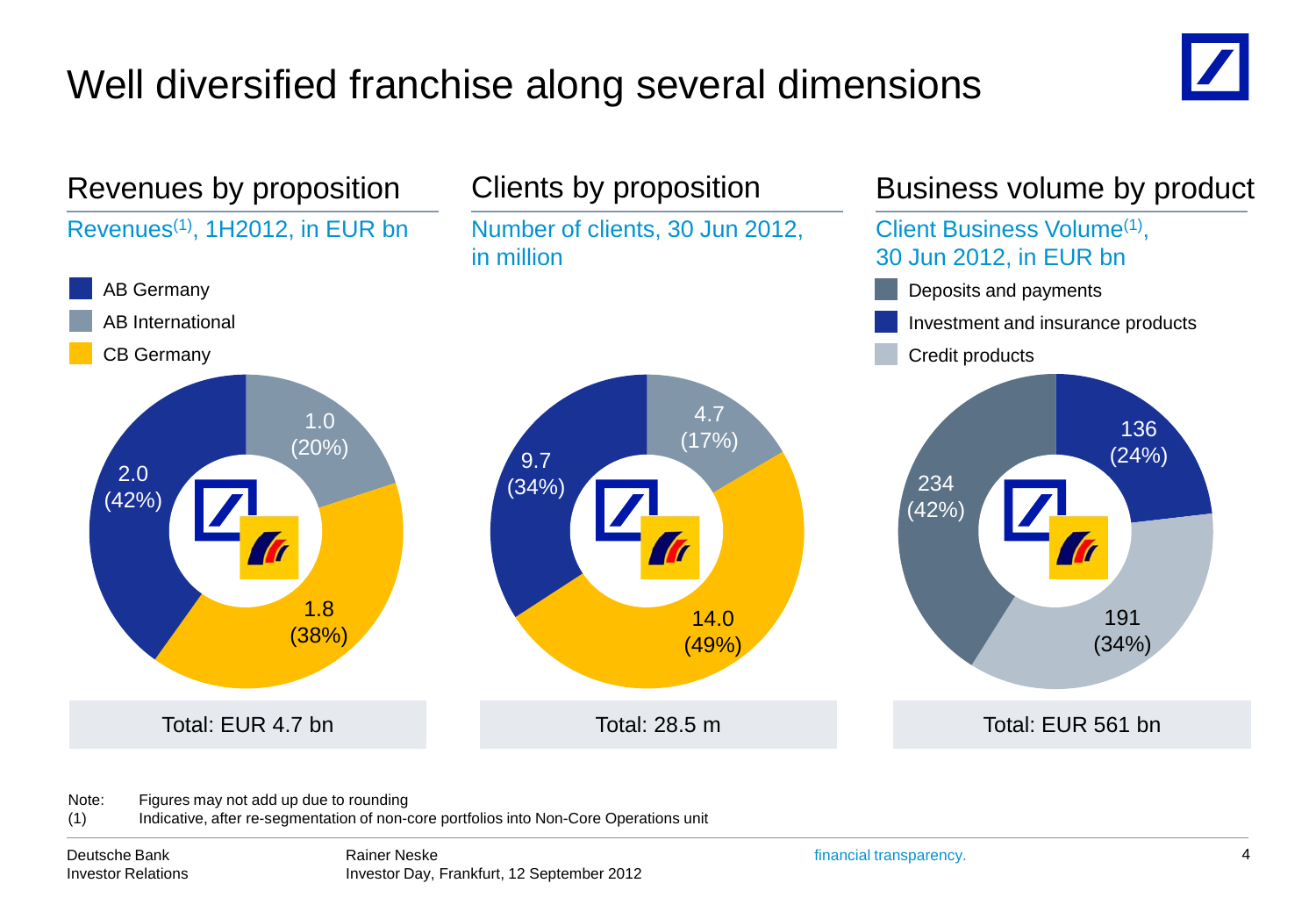# Well diversified franchise along several dimensions

## Revenues by proposition

Revenues[1], 1H2012, in EUR bn

| Segment | Value | Share |
|---|---|---|
| AB Germany | 2.0 | (42%) |
| AB International | 1.0 | (20%) |
| CB Germany | 1.8 | (38%) |

Total: EUR 4.7 bn

## Clients by proposition

Number of clients, 30 Jun 2012, in million

| Segment | Value | Share |
|---|---|---|
| AB Germany | 9.7 | (34%) |
| AB International | 4.7 | (17%) |
| CB Germany | 14.0 | (49%) |

Total: 28.5 m

## Business volume by product

Client Business Volume[1], 30 Jun 2012, in EUR bn

| Product | Value | Share |
|---|---|---|
| Deposits and payments | 234 | (42%) |
| Investment and insurance products | 136 | (24%) |
| Credit products | 191 | (34%) |

Total: EUR 561 bn

Note: Figures may not add up due to rounding

(1) Indicative, after re-segmentation of non-core portfolios into Non-Core Operations unit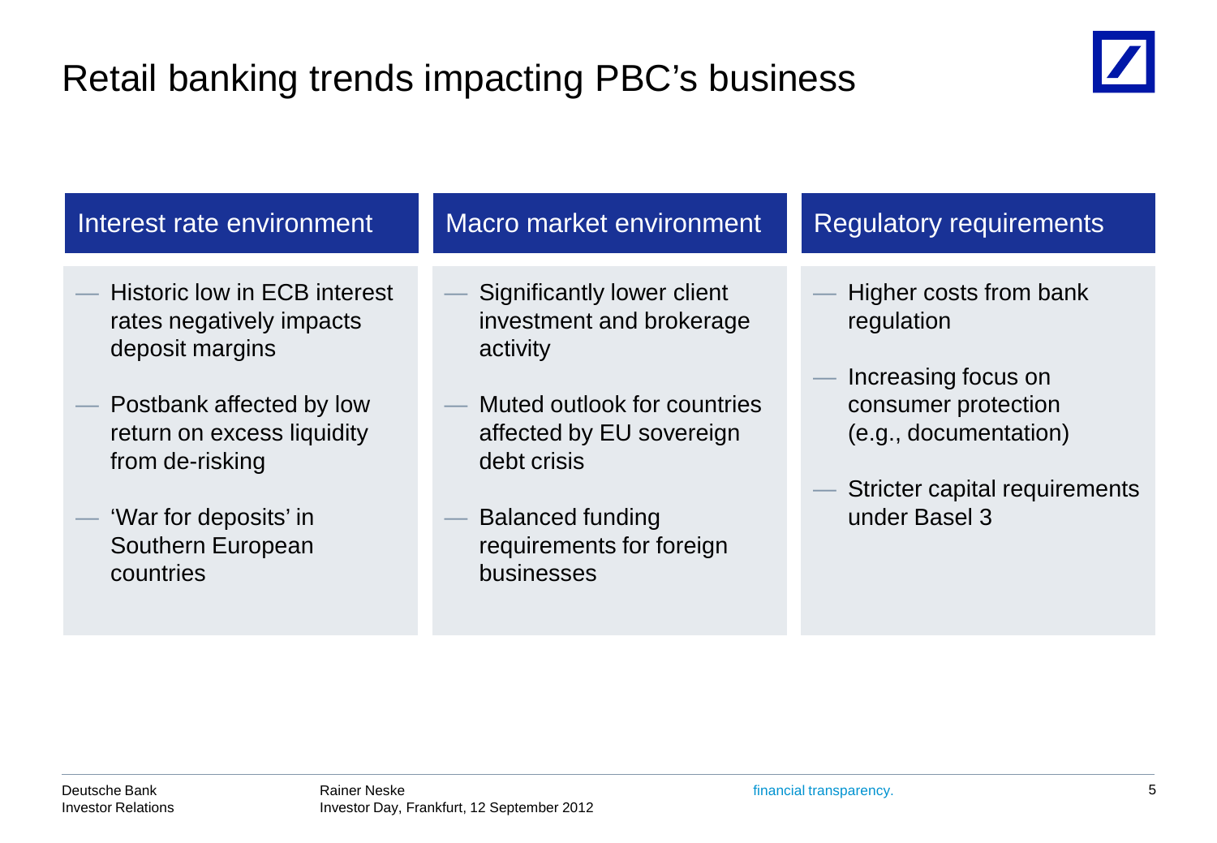# Retail banking trends impacting PBC's business

## Interest rate environment

- Historic low in ECB interest rates negatively impacts deposit margins
- Postbank affected by low return on excess liquidity from de-risking
- 'War for deposits' in Southern European countries

## Macro market environment

- Significantly lower client investment and brokerage activity
- Muted outlook for countries affected by EU sovereign debt crisis
- Balanced funding requirements for foreign businesses

## Regulatory requirements

- Higher costs from bank regulation
- Increasing focus on consumer protection (e.g., documentation)
- Stricter capital requirements under Basel 3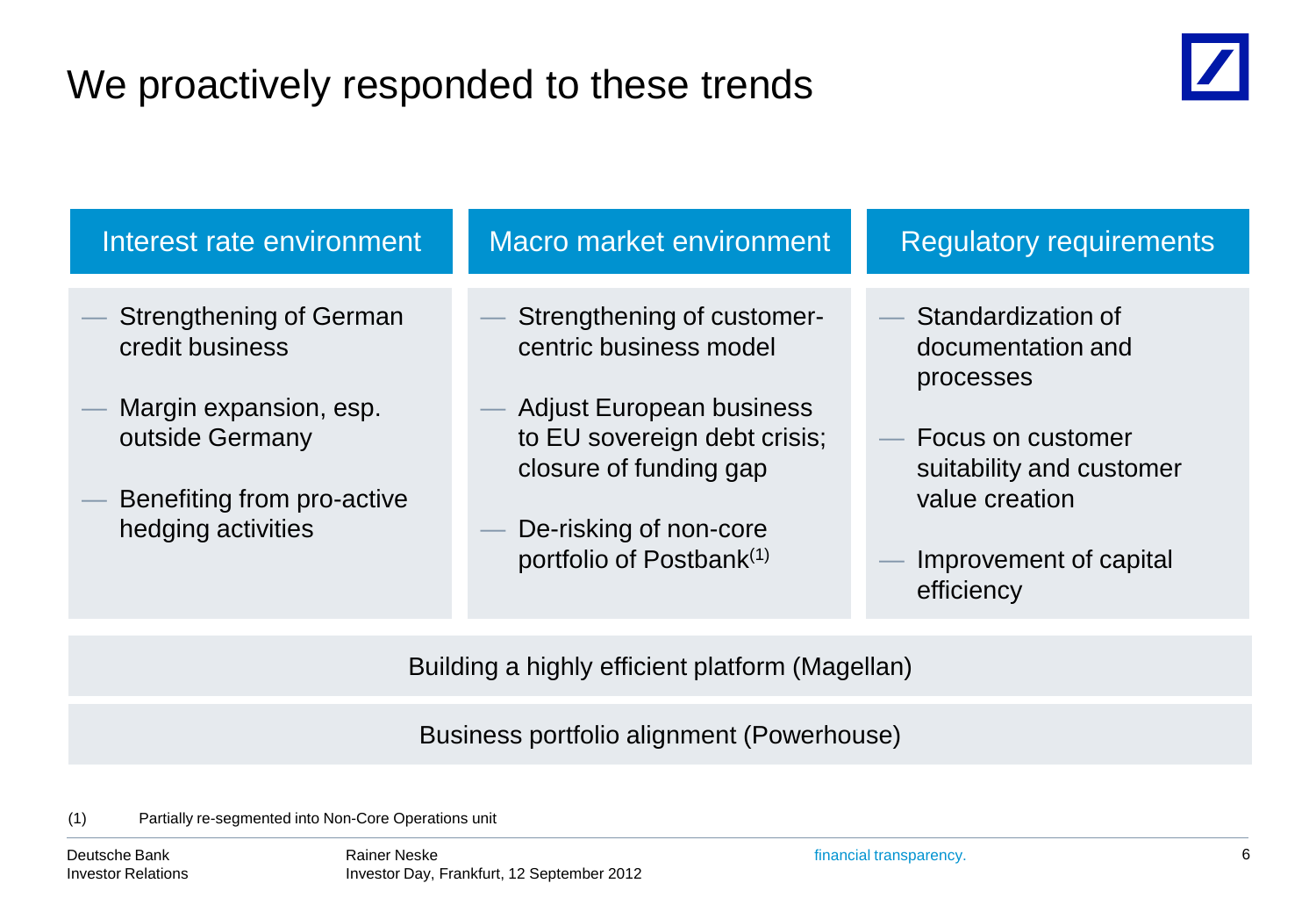# We proactively responded to these trends

## Interest rate environment

- Strengthening of German credit business
- Margin expansion, esp. outside Germany
- Benefiting from pro-active hedging activities

## Macro market environment

- Strengthening of customer-centric business model
- Adjust European business to EU sovereign debt crisis; closure of funding gap
- De-risking of non-core portfolio of Postbank[1]

## Regulatory requirements

- Standardization of documentation and processes
- Focus on customer suitability and customer value creation
- Improvement of capital efficiency

Building a highly efficient platform (Magellan)

Business portfolio alignment (Powerhouse)

(1) Partially re-segmented into Non-Core Operations unit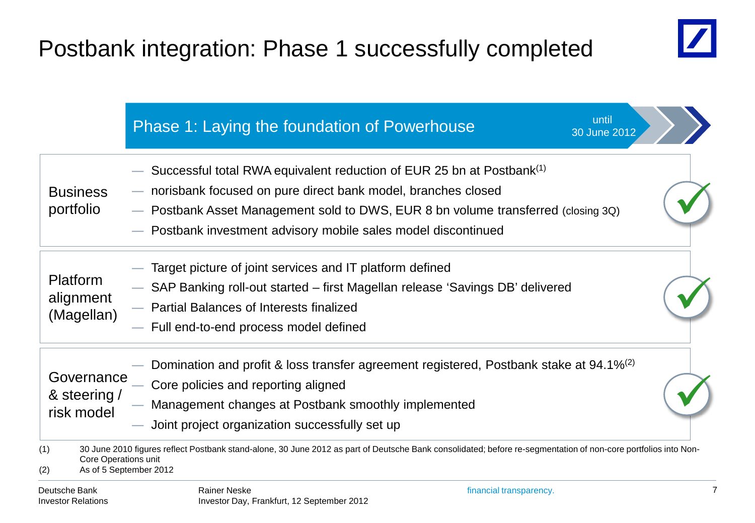# Postbank integration: Phase 1 successfully completed

## Phase 1: Laying the foundation of Powerhouse

until 30 June 2012

**Business portfolio**

- Successful total RWA equivalent reduction of EUR 25 bn at Postbank[1]
- norisbank focused on pure direct bank model, branches closed
- Postbank Asset Management sold to DWS, EUR 8 bn volume transferred (closing 3Q)
- Postbank investment advisory mobile sales model discontinued

✓

**Platform alignment (Magellan)**

- Target picture of joint services and IT platform defined
- SAP Banking roll-out started – first Magellan release 'Savings DB' delivered
- Partial Balances of Interests finalized
- Full end-to-end process model defined

✓

**Governance & steering / risk model**

- Domination and profit & loss transfer agreement registered, Postbank stake at 94.1%[2]
- Core policies and reporting aligned
- Management changes at Postbank smoothly implemented
- Joint project organization successfully set up

✓

(1) 30 June 2010 figures reflect Postbank stand-alone, 30 June 2012 as part of Deutsche Bank consolidated; before re-segmentation of non-core portfolios into Non-Core Operations unit

(2) As of 5 September 2012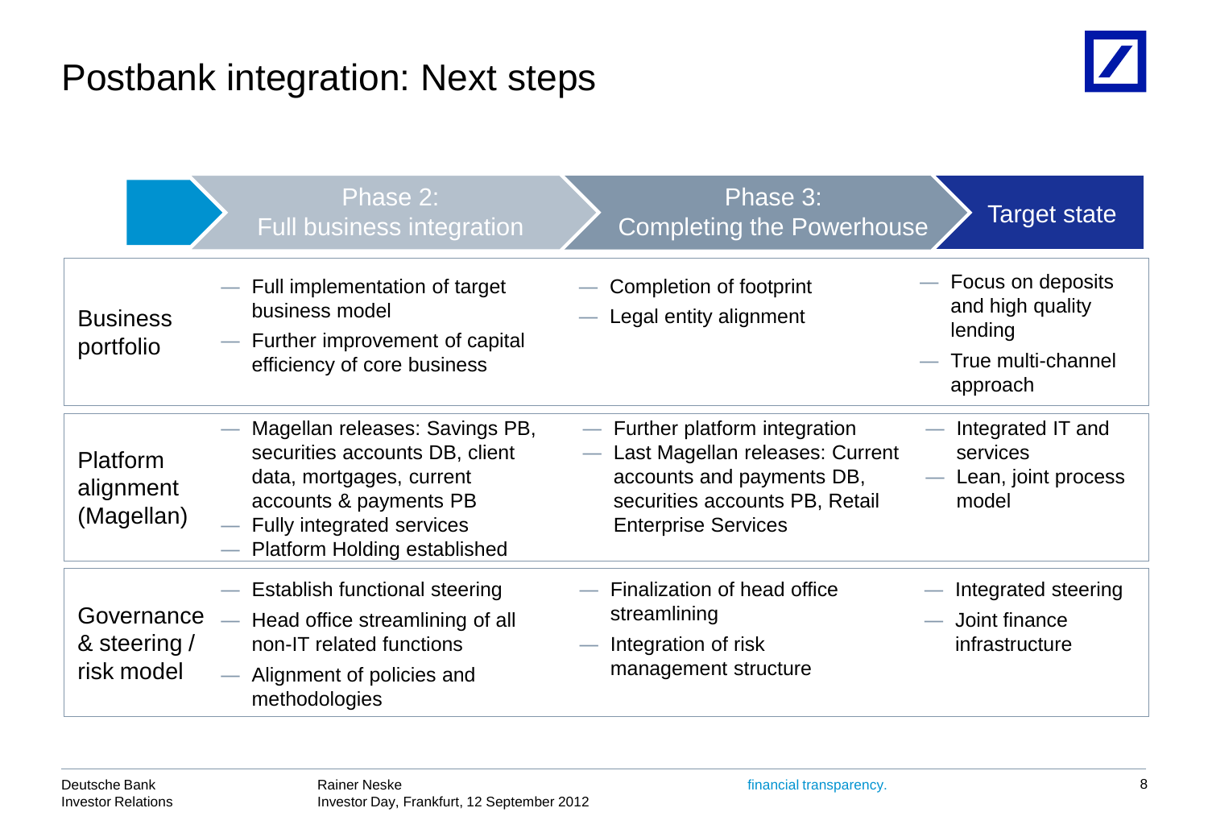# Postbank integration: Next steps

| | Phase 2: Full business integration | Phase 3: Completing the Powerhouse | Target state |
|---|---|---|---|
| Business portfolio | — Full implementation of target business model<br>— Further improvement of capital efficiency of core business | — Completion of footprint<br>— Legal entity alignment | — Focus on deposits and high quality lending<br>— True multi-channel approach |
| Platform alignment (Magellan) | — Magellan releases: Savings PB, securities accounts DB, client data, mortgages, current accounts & payments PB<br>— Fully integrated services<br>— Platform Holding established | — Further platform integration<br>— Last Magellan releases: Current accounts and payments DB, securities accounts PB, Retail Enterprise Services | — Integrated IT and services<br>— Lean, joint process model |
| Governance & steering / risk model | — Establish functional steering<br>— Head office streamlining of all non-IT related functions<br>— Alignment of policies and methodologies | — Finalization of head office streamlining<br>— Integration of risk management structure | — Integrated steering<br>— Joint finance infrastructure |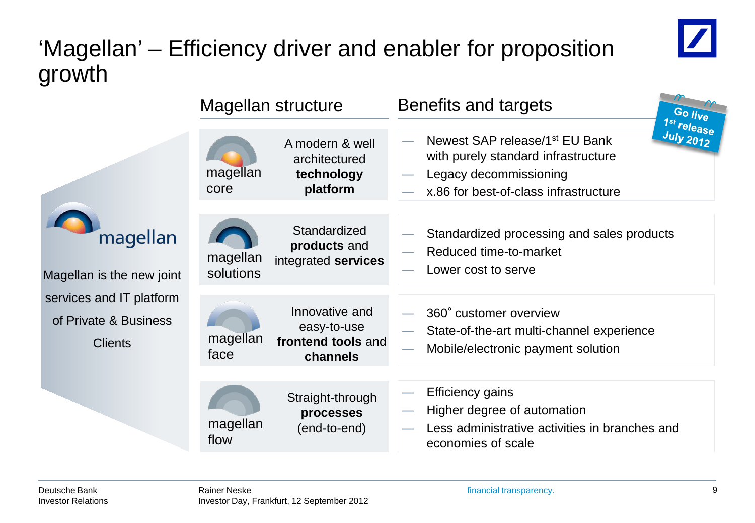# 'Magellan' – Efficiency driver and enabler for proposition growth

**magellan**

Magellan is the new joint services and IT platform of Private & Business Clients

| Magellan structure | | Benefits and targets |
|---|---|---|
| magellan core | A modern & well architectured **technology platform** | — Newest SAP release/1st EU Bank with purely standard infrastructure<br>— Legacy decommissioning<br>— x.86 for best-of-class infrastructure |
| magellan solutions | Standardized **products** and integrated **services** | — Standardized processing and sales products<br>— Reduced time-to-market<br>— Lower cost to serve |
| magellan face | Innovative and easy-to-use **frontend tools** and **channels** | — 360˚ customer overview<br>— State-of-the-art multi-channel experience<br>— Mobile/electronic payment solution |
| magellan flow | Straight-through **processes** (end-to-end) | — Efficiency gains<br>— Higher degree of automation<br>— Less administrative activities in branches and economies of scale |

**Go live 1st release July 2012**

Deutsche Bank
Investor Relations

Rainer Neske
Investor Day, Frankfurt, 12 September 2012

financial transparency.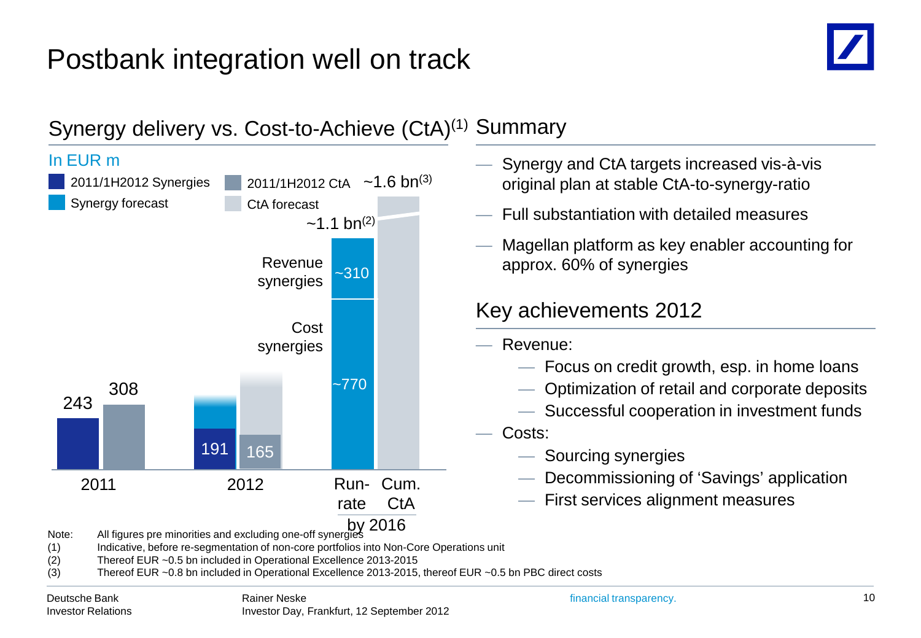# Postbank integration well on track

## Synergy delivery vs. Cost-to-Achieve (CtA)[1]

In EUR m

| | 2011/1H2012 Synergies | 2011/1H2012 CtA | Synergy forecast | CtA forecast |
|---|---|---|---|---|
| 2011 | 243 | 308 | | |
| 2012 | 191 | 165 | | |
| Run-rate by 2016 | | | ~1.1 bn[2] (Cost synergies ~770; Revenue synergies ~310) | |
| Cum. CtA by 2016 | | | | ~1.6 bn[3] |

## Summary

- Synergy and CtA targets increased vis-à-vis original plan at stable CtA-to-synergy-ratio
- Full substantiation with detailed measures
- Magellan platform as key enabler accounting for approx. 60% of synergies

## Key achievements 2012

- Revenue:
  - Focus on credit growth, esp. in home loans
  - Optimization of retail and corporate deposits
  - Successful cooperation in investment funds
- Costs:
  - Sourcing synergies
  - Decommissioning of 'Savings' application
  - First services alignment measures

Note: All figures pre minorities and excluding one-off synergies
(1) Indicative, before re-segmentation of non-core portfolios into Non-Core Operations unit
(2) Thereof EUR ~0.5 bn included in Operational Excellence 2013-2015
(3) Thereof EUR ~0.8 bn included in Operational Excellence 2013-2015, thereof EUR ~0.5 bn PBC direct costs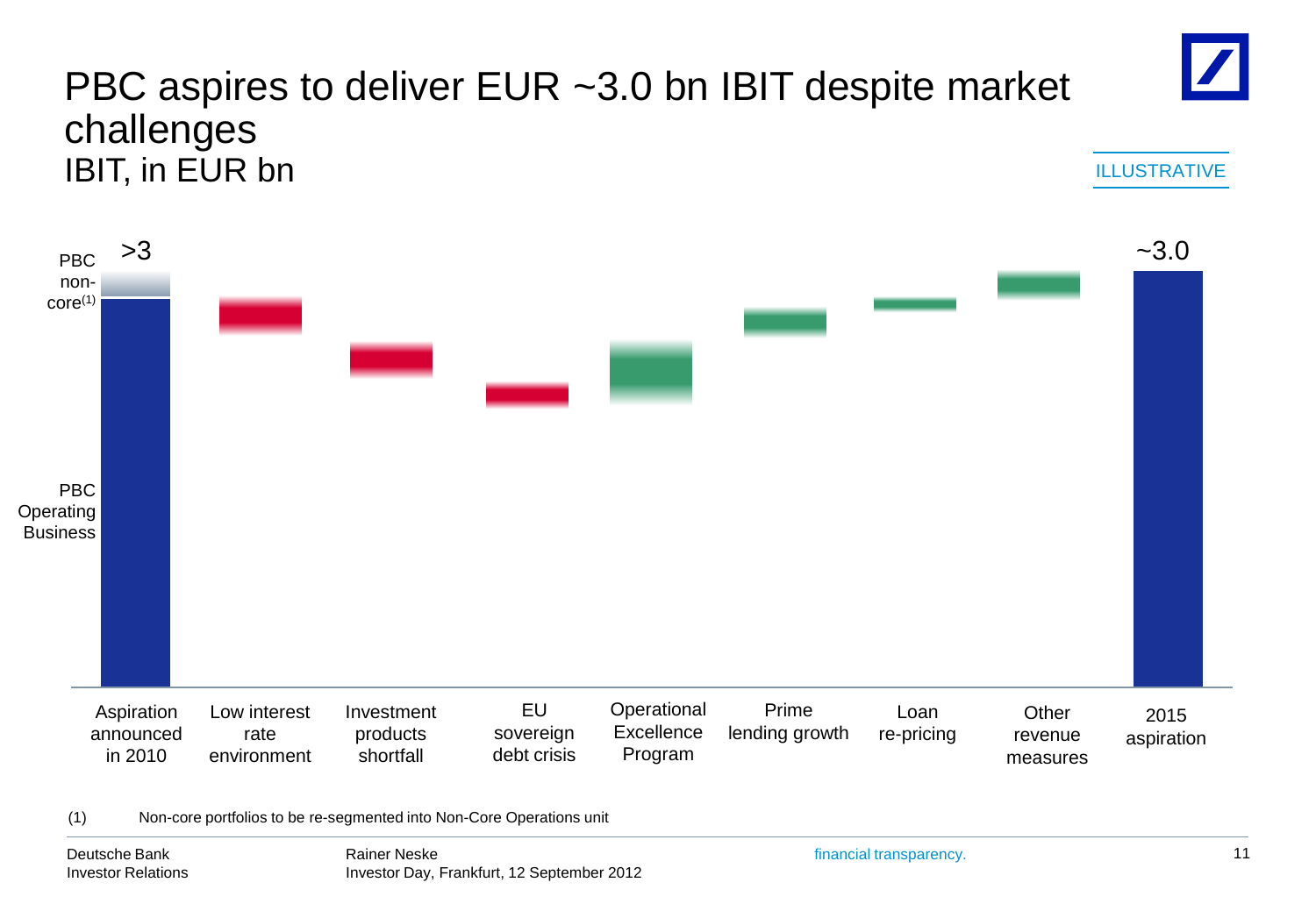# PBC aspires to deliver EUR ~3.0 bn IBIT despite market challenges

IBIT, in EUR bn

ILLUSTRATIVE

| | Value |
|---|---|
| Aspiration announced in 2010 (PBC Operating Business + PBC non-core[(1)]) | >3 |
| Low interest rate environment | |
| Investment products shortfall | |
| EU sovereign debt crisis | |
| Operational Excellence Program | |
| Prime lending growth | |
| Loan re-pricing | |
| Other revenue measures | |
| 2015 aspiration | ~3.0 |

(1) Non-core portfolios to be re-segmented into Non-Core Operations unit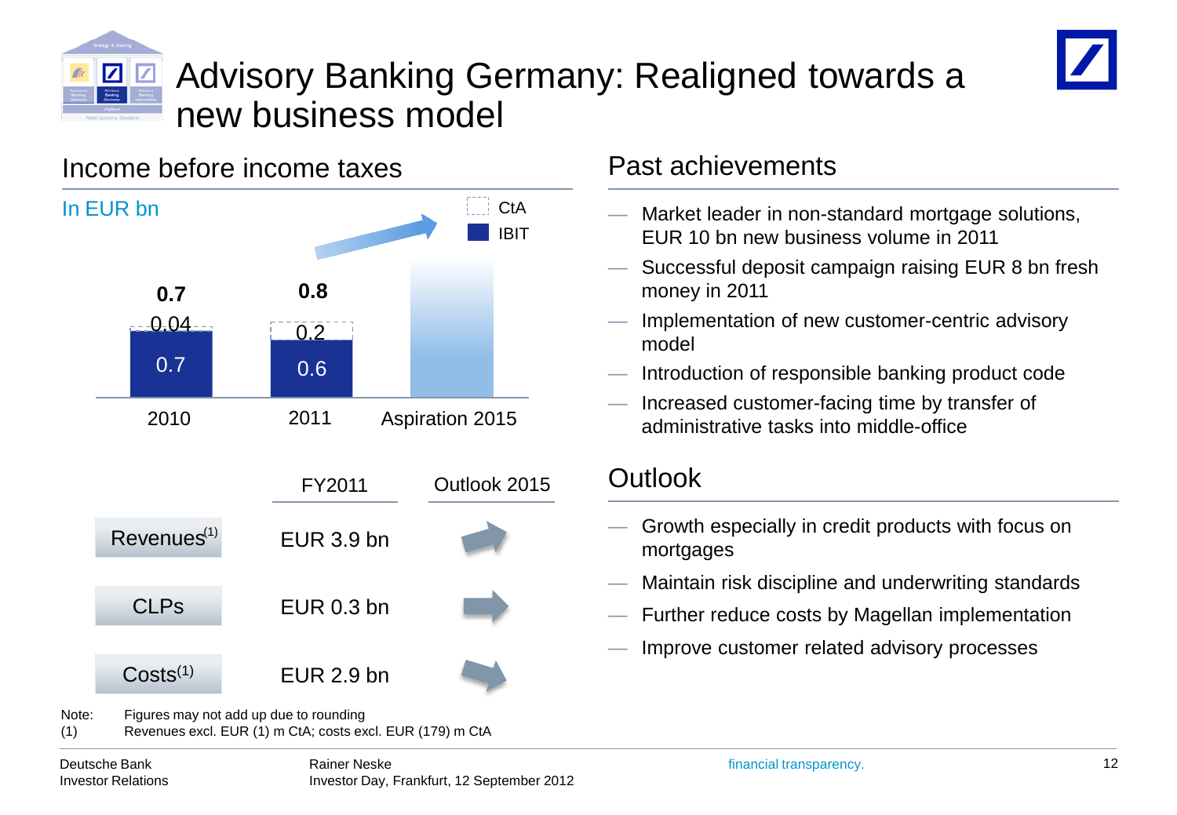# Advisory Banking Germany: Realigned towards a new business model

## Income before income taxes

In EUR bn

| | 2010 | 2011 | Aspiration 2015 |
|---|---|---|---|
| Total | 0.7 | 0.8 | |
| CtA | 0.04 | 0.2 | |
| IBIT | 0.7 | 0.6 | |

| | FY2011 | Outlook 2015 |
|---|---|---|
| Revenues[1] | EUR 3.9 bn | ↗ |
| CLPs | EUR 0.3 bn | → |
| Costs[1] | EUR 2.9 bn | ↘ |

Note: Figures may not add up due to rounding

(1) Revenues excl. EUR (1) m CtA; costs excl. EUR (179) m CtA

## Past achievements

- Market leader in non-standard mortgage solutions, EUR 10 bn new business volume in 2011
- Successful deposit campaign raising EUR 8 bn fresh money in 2011
- Implementation of new customer-centric advisory model
- Introduction of responsible banking product code
- Increased customer-facing time by transfer of administrative tasks into middle-office

## Outlook

- Growth especially in credit products with focus on mortgages
- Maintain risk discipline and underwriting standards
- Further reduce costs by Magellan implementation
- Improve customer related advisory processes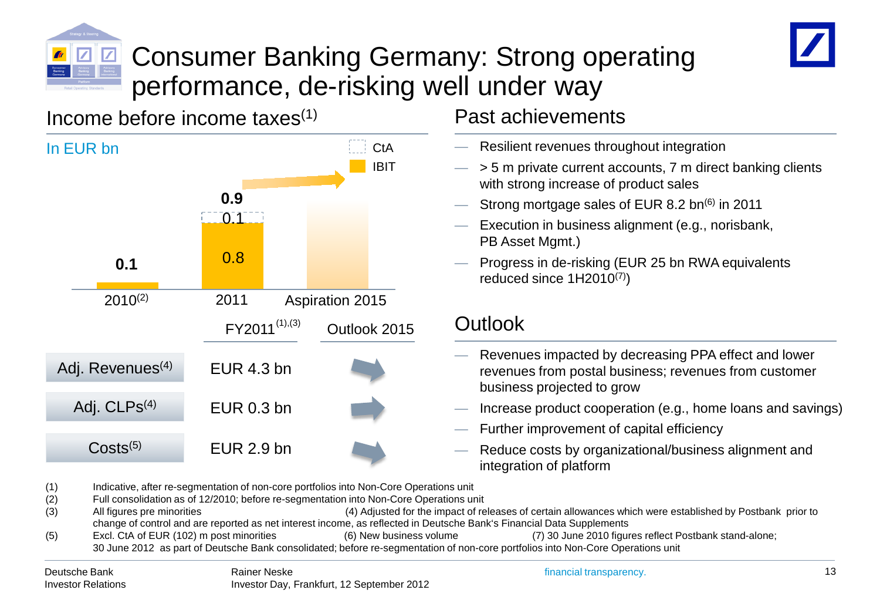# Consumer Banking Germany: Strong operating performance, de-risking well under way

## Income before income taxes[1]

In EUR bn

Legend: CtA, IBIT

| | 2010[2] | 2011 | Aspiration 2015 |
|---|---|---|---|
| IBIT | 0.1 | 0.8 | |
| CtA | | 0.1 | |
| Total | 0.1 | 0.9 | |

| | FY2011[1],[3] | Outlook 2015 |
|---|---|---|
| Adj. Revenues[4] | EUR 4.3 bn | ↗ |
| Adj. CLPs[4] | EUR 0.3 bn | → |
| Costs[5] | EUR 2.9 bn | ↘ |

## Past achievements

- Resilient revenues throughout integration
- > 5 m private current accounts, 7 m direct banking clients with strong increase of product sales
- Strong mortgage sales of EUR 8.2 bn[6] in 2011
- Execution in business alignment (e.g., norisbank, PB Asset Mgmt.)
- Progress in de-risking (EUR 25 bn RWA equivalents reduced since 1H2010[7])

## Outlook

- Revenues impacted by decreasing PPA effect and lower revenues from postal business; revenues from customer business projected to grow
- Increase product cooperation (e.g., home loans and savings)
- Further improvement of capital efficiency
- Reduce costs by organizational/business alignment and integration of platform

(1) Indicative, after re-segmentation of non-core portfolios into Non-Core Operations unit
(2) Full consolidation as of 12/2010; before re-segmentation into Non-Core Operations unit
(3) All figures pre minorities (4) Adjusted for the impact of releases of certain allowances which were established by Postbank prior to change of control and are reported as net interest income, as reflected in Deutsche Bank's Financial Data Supplements
(5) Excl. CtA of EUR (102) m post minorities (6) New business volume (7) 30 June 2010 figures reflect Postbank stand-alone; 30 June 2012 as part of Deutsche Bank consolidated; before re-segmentation of non-core portfolios into Non-Core Operations unit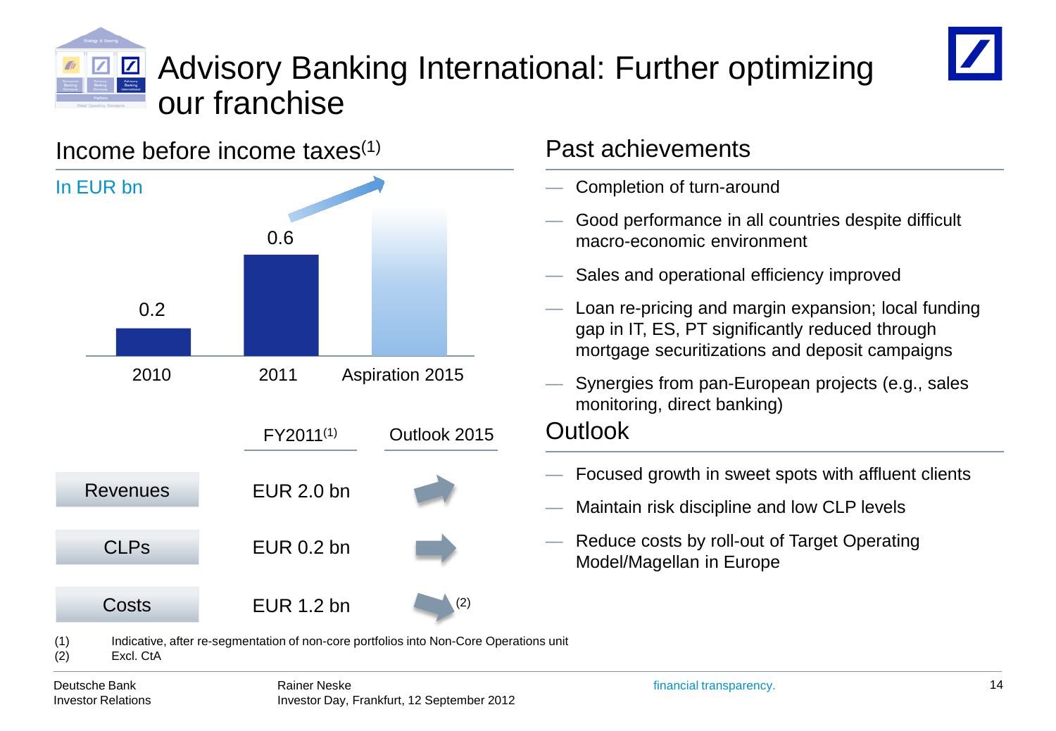# Advisory Banking International: Further optimizing our franchise

## Income before income taxes[1]

In EUR bn

| 2010 | 2011 | Aspiration 2015 |
|---|---|---|
| 0.2 | 0.6 | |

| | FY2011[1] | Outlook 2015 |
|---|---|---|
| Revenues | EUR 2.0 bn | ↗ |
| CLPs | EUR 0.2 bn | → |
| Costs | EUR 1.2 bn | ↘ (2) |

## Past achievements

- Completion of turn-around
- Good performance in all countries despite difficult macro-economic environment
- Sales and operational efficiency improved
- Loan re-pricing and margin expansion; local funding gap in IT, ES, PT significantly reduced through mortgage securitizations and deposit campaigns
- Synergies from pan-European projects (e.g., sales monitoring, direct banking)

## Outlook

- Focused growth in sweet spots with affluent clients
- Maintain risk discipline and low CLP levels
- Reduce costs by roll-out of Target Operating Model/Magellan in Europe

(1) Indicative, after re-segmentation of non-core portfolios into Non-Core Operations unit
(2) Excl. CtA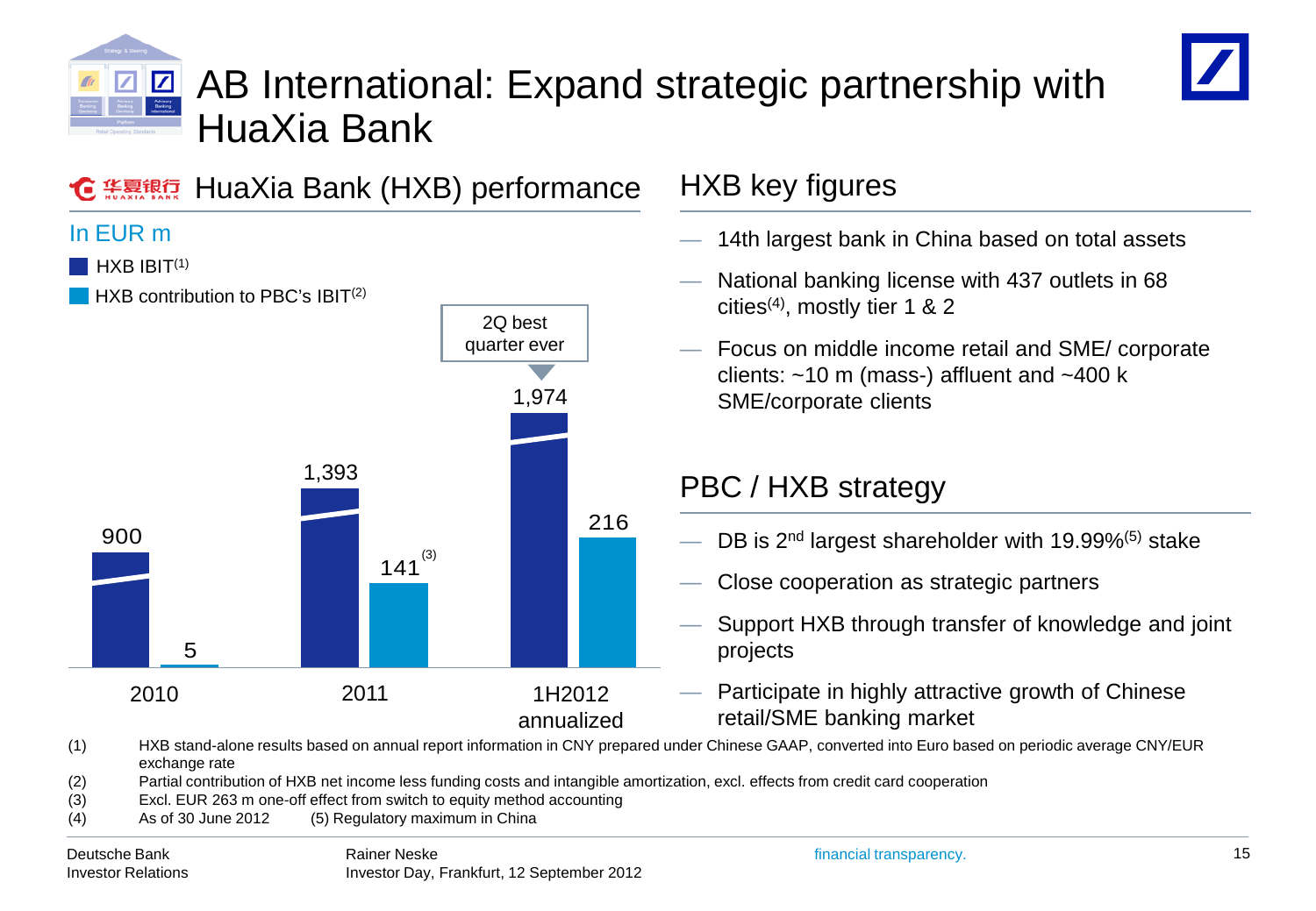# AB International: Expand strategic partnership with HuaXia Bank

## HuaXia Bank (HXB) performance

In EUR m

| | 2010 | 2011 | 1H2012 annualized |
|---|---|---|---|
| HXB IBIT[(1)] | 900 | 1,393 | 1,974 |
| HXB contribution to PBC's IBIT[(2)] | 5 | 141[(3)] | 216 |

2Q best quarter ever

## HXB key figures

- 14th largest bank in China based on total assets
- National banking license with 437 outlets in 68 cities[(4)], mostly tier 1 & 2
- Focus on middle income retail and SME/ corporate clients: ~10 m (mass-) affluent and ~400 k SME/corporate clients

## PBC / HXB strategy

- DB is 2nd largest shareholder with 19.99%[(5)] stake
- Close cooperation as strategic partners
- Support HXB through transfer of knowledge and joint projects
- Participate in highly attractive growth of Chinese retail/SME banking market

(1) HXB stand-alone results based on annual report information in CNY prepared under Chinese GAAP, converted into Euro based on periodic average CNY/EUR exchange rate
(2) Partial contribution of HXB net income less funding costs and intangible amortization, excl. effects from credit card cooperation
(3) Excl. EUR 263 m one-off effect from switch to equity method accounting
(4) As of 30 June 2012 (5) Regulatory maximum in China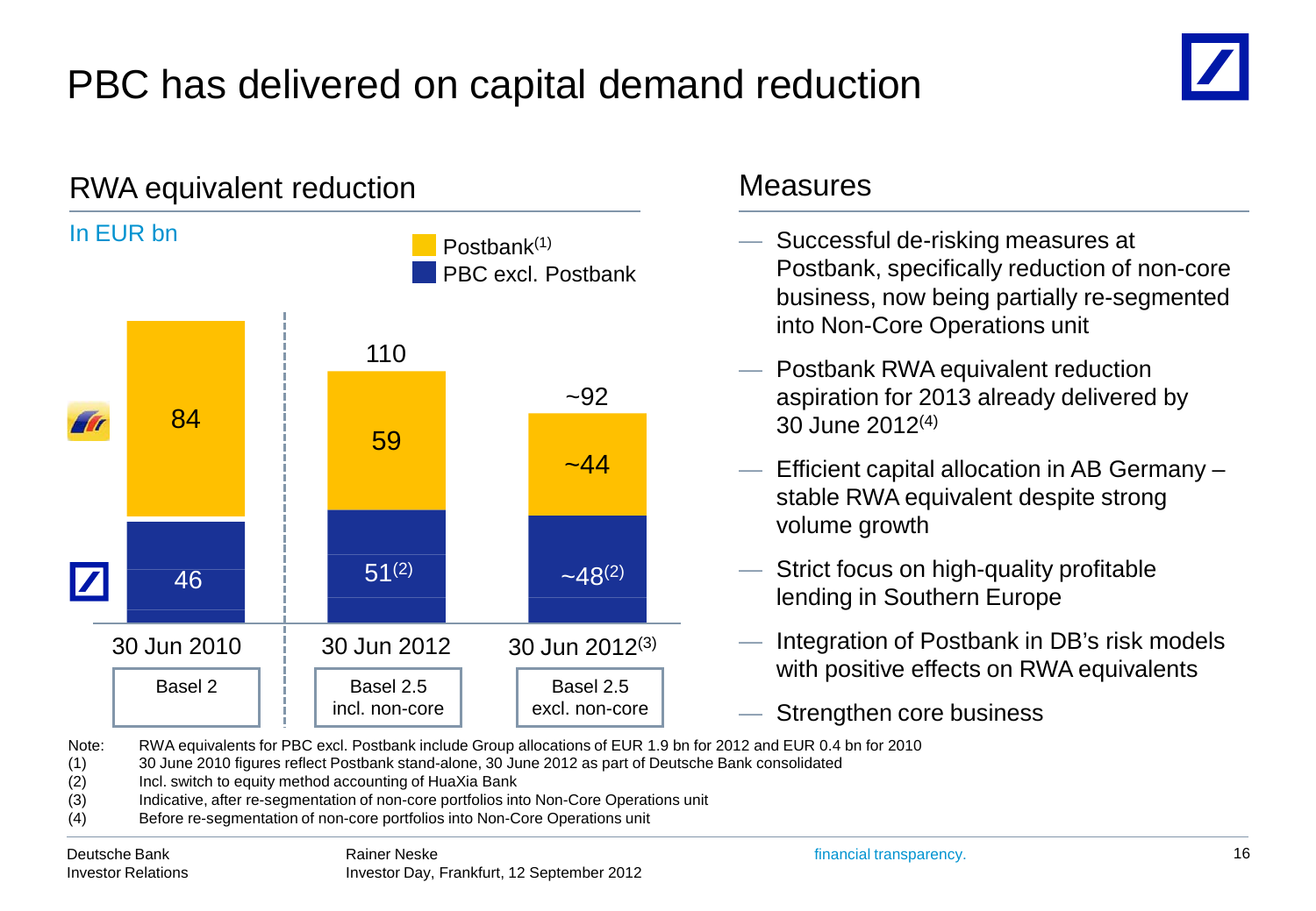# PBC has delivered on capital demand reduction

## RWA equivalent reduction

In EUR bn

| | 30 Jun 2010 | 30 Jun 2012 | 30 Jun 2012[3] |
|---|---|---|---|
| | Basel 2 | Basel 2.5 incl. non-core | Basel 2.5 excl. non-core |
| Postbank[1] | 84 | 59 | ~44 |
| PBC excl. Postbank | 46 | 51[2] | ~48[2] |
| Total | | 110 | ~92 |

## Measures

- Successful de-risking measures at Postbank, specifically reduction of non-core business, now being partially re-segmented into Non-Core Operations unit
- Postbank RWA equivalent reduction aspiration for 2013 already delivered by 30 June 2012[4]
- Efficient capital allocation in AB Germany – stable RWA equivalent despite strong volume growth
- Strict focus on high-quality profitable lending in Southern Europe
- Integration of Postbank in DB's risk models with positive effects on RWA equivalents
- Strengthen core business

Note: RWA equivalents for PBC excl. Postbank include Group allocations of EUR 1.9 bn for 2012 and EUR 0.4 bn for 2010

(1) 30 June 2010 figures reflect Postbank stand-alone, 30 June 2012 as part of Deutsche Bank consolidated

(2) Incl. switch to equity method accounting of HuaXia Bank

(3) Indicative, after re-segmentation of non-core portfolios into Non-Core Operations unit

(4) Before re-segmentation of non-core portfolios into Non-Core Operations unit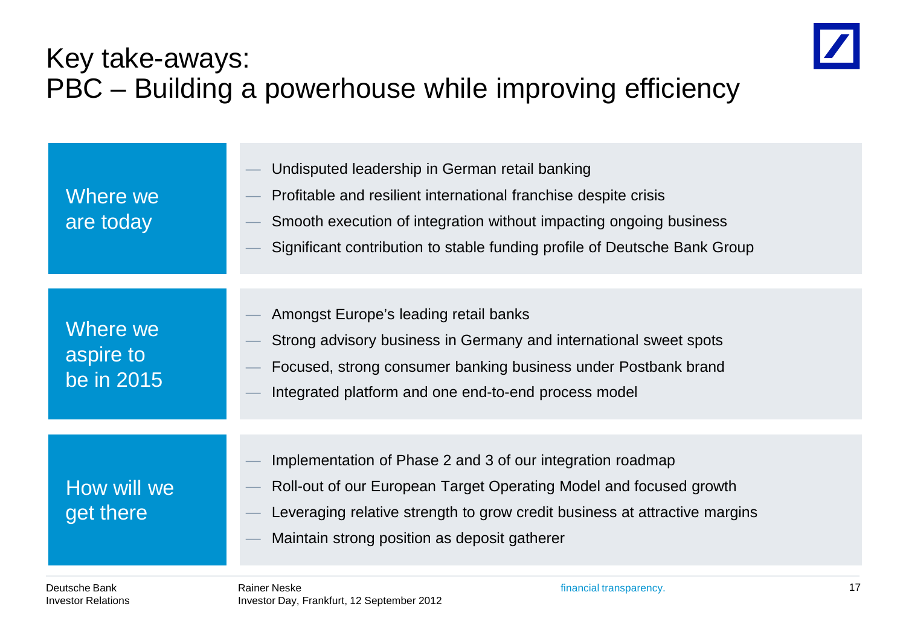# Key take-aways:
# PBC – Building a powerhouse while improving efficiency

## Where we are today

- Undisputed leadership in German retail banking
- Profitable and resilient international franchise despite crisis
- Smooth execution of integration without impacting ongoing business
- Significant contribution to stable funding profile of Deutsche Bank Group

## Where we aspire to be in 2015

- Amongst Europe's leading retail banks
- Strong advisory business in Germany and international sweet spots
- Focused, strong consumer banking business under Postbank brand
- Integrated platform and one end-to-end process model

## How will we get there

- Implementation of Phase 2 and 3 of our integration roadmap
- Roll-out of our European Target Operating Model and focused growth
- Leveraging relative strength to grow credit business at attractive margins
- Maintain strong position as deposit gatherer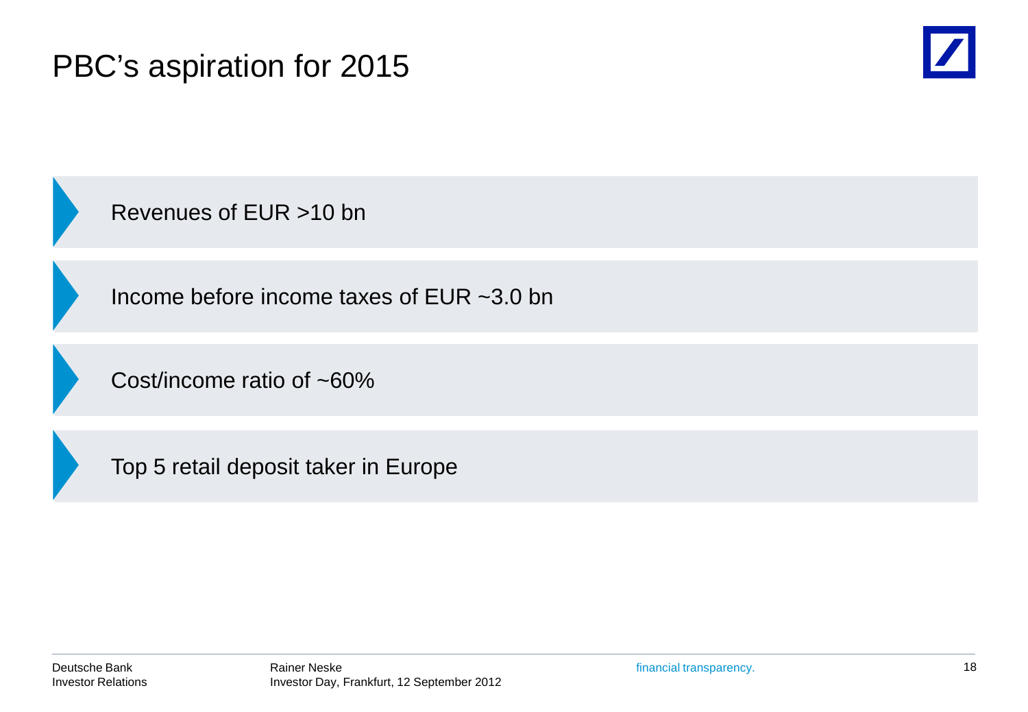# PBC's aspiration for 2015

- Revenues of EUR >10 bn
- Income before income taxes of EUR ~3.0 bn
- Cost/income ratio of ~60%
- Top 5 retail deposit taker in Europe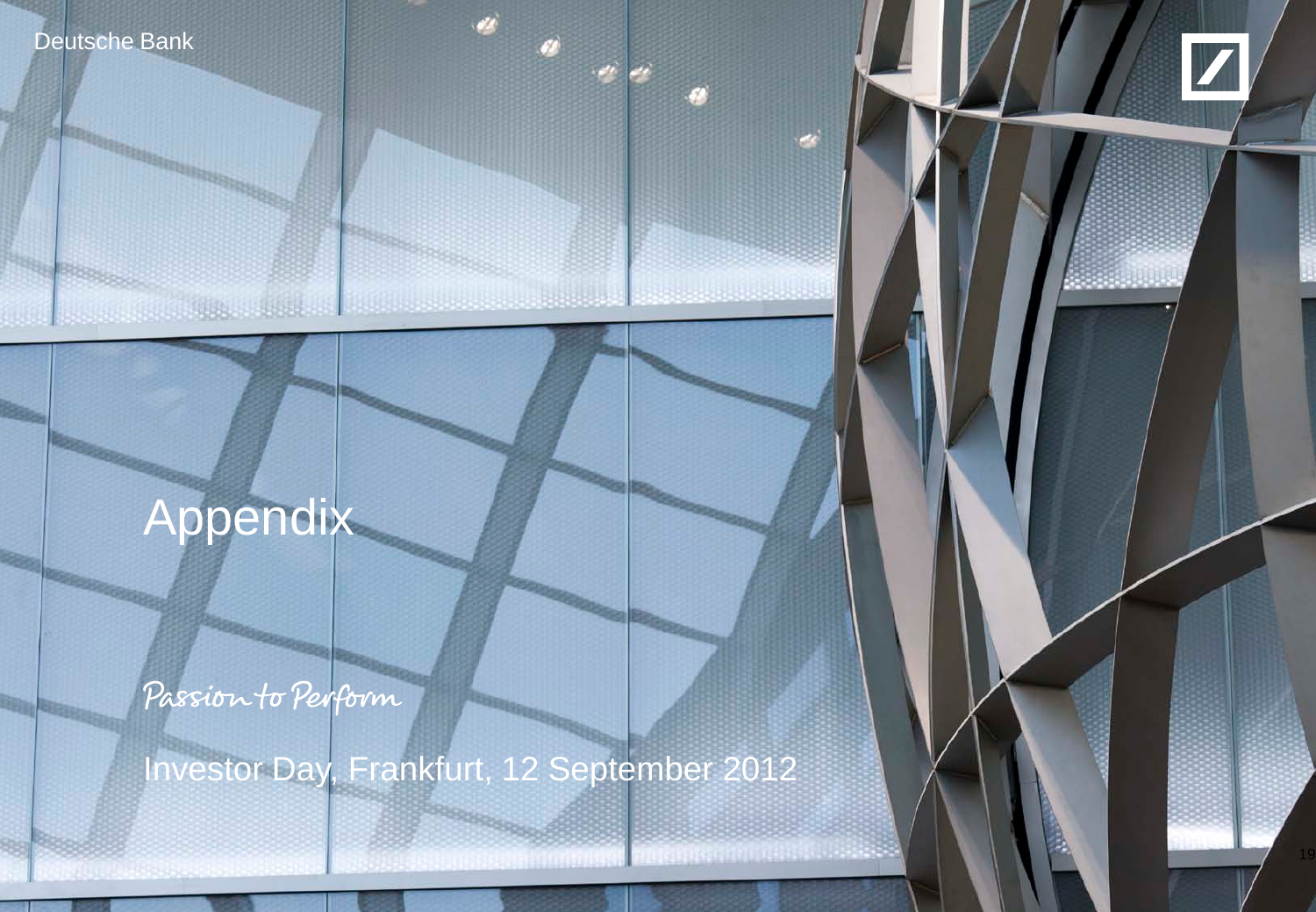# Appendix

Passion to Perform

Investor Day, Frankfurt, 12 September 2012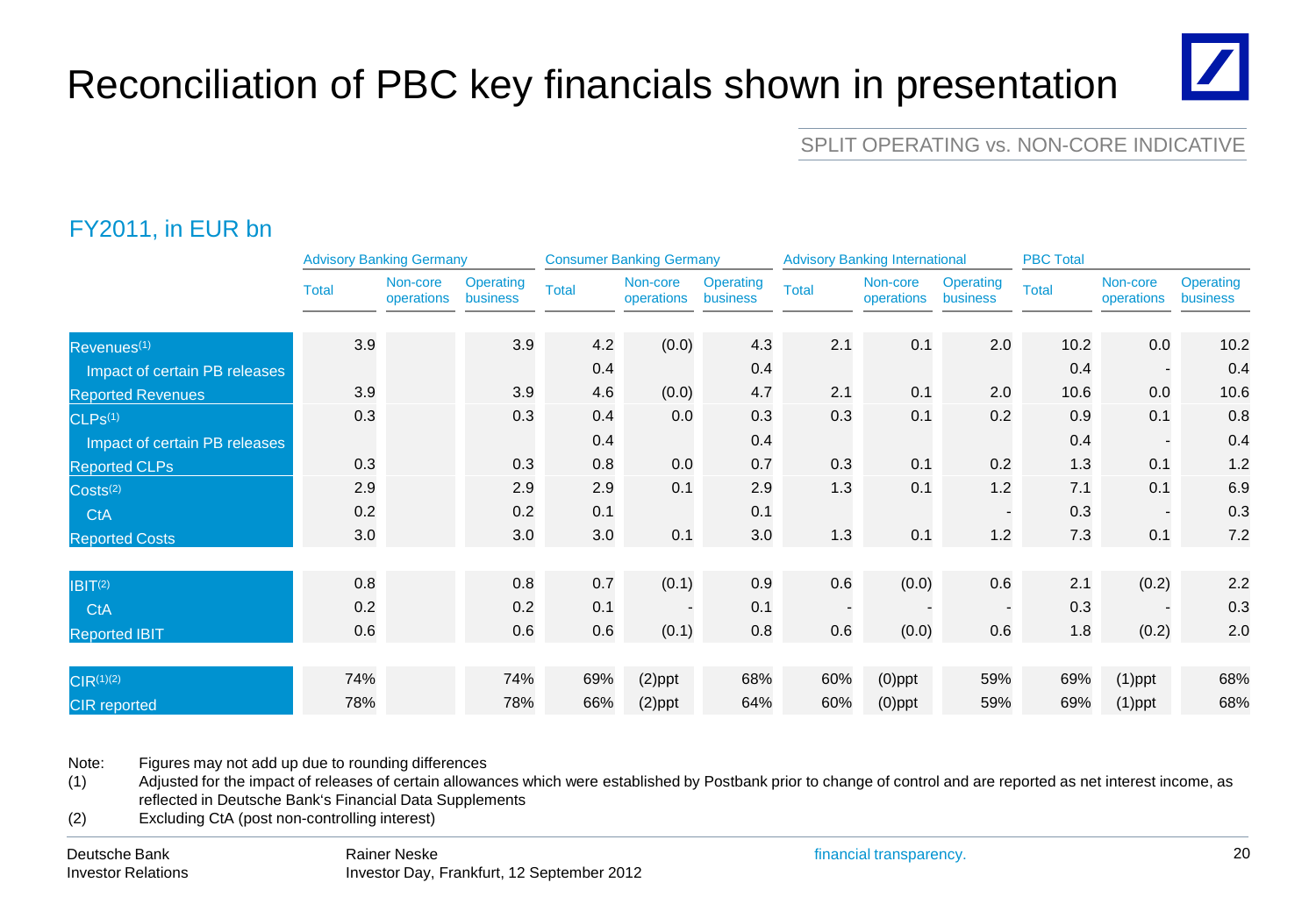# Reconciliation of PBC key financials shown in presentation

SPLIT OPERATING vs. NON-CORE INDICATIVE

## FY2011, in EUR bn

| | Advisory Banking Germany | | | Consumer Banking Germany | | | Advisory Banking International | | | PBC Total | | |
|---|---|---|---|---|---|---|---|---|---|---|---|---|
| | Total | Non-core operations | Operating business | Total | Non-core operations | Operating business | Total | Non-core operations | Operating business | Total | Non-core operations | Operating business |
| Revenues[1] | 3.9 | | 3.9 | 4.2 | (0.0) | 4.3 | 2.1 | 0.1 | 2.0 | 10.2 | 0.0 | 10.2 |
| Impact of certain PB releases | | | | 0.4 | | 0.4 | | | | 0.4 | - | 0.4 |
| Reported Revenues | 3.9 | | 3.9 | 4.6 | (0.0) | 4.7 | 2.1 | 0.1 | 2.0 | 10.6 | 0.0 | 10.6 |
| CLPs[1] | 0.3 | | 0.3 | 0.4 | 0.0 | 0.3 | 0.3 | 0.1 | 0.2 | 0.9 | 0.1 | 0.8 |
| Impact of certain PB releases | | | | 0.4 | | 0.4 | | | | 0.4 | - | 0.4 |
| Reported CLPs | 0.3 | | 0.3 | 0.8 | 0.0 | 0.7 | 0.3 | 0.1 | 0.2 | 1.3 | 0.1 | 1.2 |
| Costs[2] | 2.9 | | 2.9 | 2.9 | 0.1 | 2.9 | 1.3 | 0.1 | 1.2 | 7.1 | 0.1 | 6.9 |
| CtA | 0.2 | | 0.2 | 0.1 | | 0.1 | | | - | 0.3 | - | 0.3 |
| Reported Costs | 3.0 | | 3.0 | 3.0 | 0.1 | 3.0 | 1.3 | 0.1 | 1.2 | 7.3 | 0.1 | 7.2 |
| | | | | | | | | | | | | |
| IBIT[2] | 0.8 | | 0.8 | 0.7 | (0.1) | 0.9 | 0.6 | (0.0) | 0.6 | 2.1 | (0.2) | 2.2 |
| CtA | 0.2 | | 0.2 | 0.1 | - | 0.1 | - | - | - | 0.3 | - | 0.3 |
| Reported IBIT | 0.6 | | 0.6 | 0.6 | (0.1) | 0.8 | 0.6 | (0.0) | 0.6 | 1.8 | (0.2) | 2.0 |
| | | | | | | | | | | | | |
| CIR[1][2] | 74% | | 74% | 69% | (2)ppt | 68% | 60% | (0)ppt | 59% | 69% | (1)ppt | 68% |
| CIR reported | 78% | | 78% | 66% | (2)ppt | 64% | 60% | (0)ppt | 59% | 69% | (1)ppt | 68% |

Note: Figures may not add up due to rounding differences

(1) Adjusted for the impact of releases of certain allowances which were established by Postbank prior to change of control and are reported as net interest income, as reflected in Deutsche Bank's Financial Data Supplements

(2) Excluding CtA (post non-controlling interest)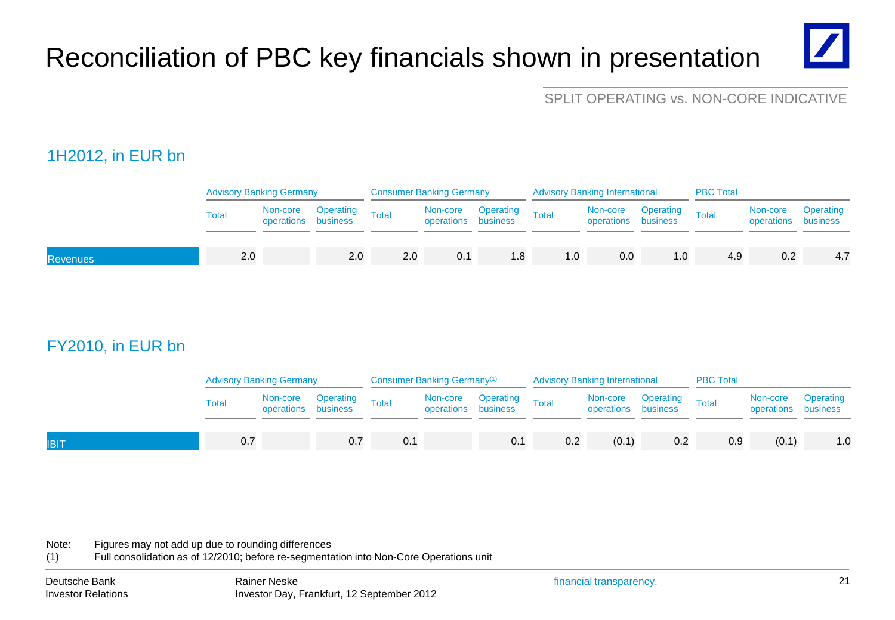# Reconciliation of PBC key financials shown in presentation

SPLIT OPERATING vs. NON-CORE INDICATIVE

## 1H2012, in EUR bn

| | Advisory Banking Germany | | | Consumer Banking Germany | | | Advisory Banking International | | | PBC Total | | |
|---|---|---|---|---|---|---|---|---|---|---|---|---|
| | Total | Non-core operations | Operating business | Total | Non-core operations | Operating business | Total | Non-core operations | Operating business | Total | Non-core operations | Operating business |
| Revenues | 2.0 | | 2.0 | 2.0 | 0.1 | 1.8 | 1.0 | 0.0 | 1.0 | 4.9 | 0.2 | 4.7 |

## FY2010, in EUR bn

| | Advisory Banking Germany | | | Consumer Banking Germany[1] | | | Advisory Banking International | | | PBC Total | | |
|---|---|---|---|---|---|---|---|---|---|---|---|---|
| | Total | Non-core operations | Operating business | Total | Non-core operations | Operating business | Total | Non-core operations | Operating business | Total | Non-core operations | Operating business |
| IBIT | 0.7 | | 0.7 | 0.1 | | 0.1 | 0.2 | (0.1) | 0.2 | 0.9 | (0.1) | 1.0 |

Note: Figures may not add up due to rounding differences

(1) Full consolidation as of 12/2010; before re-segmentation into Non-Core Operations unit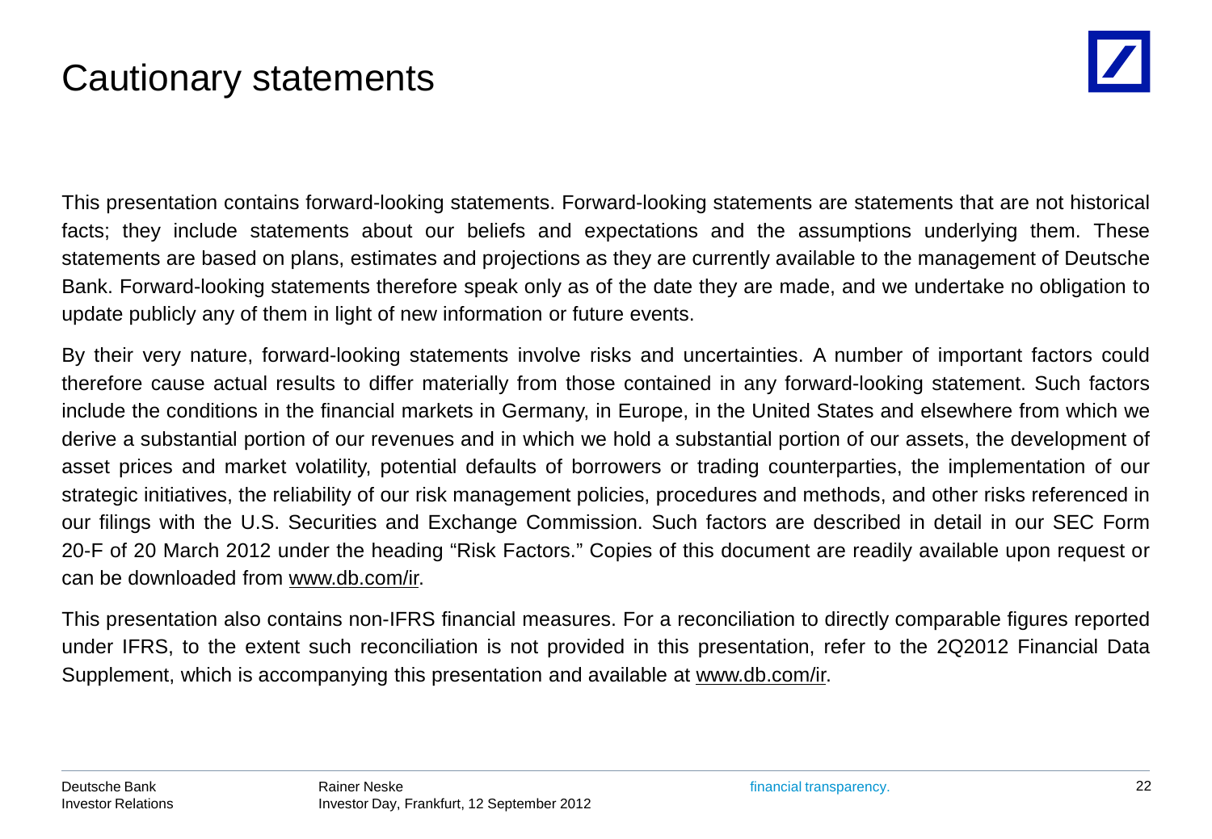# Cautionary statements

This presentation contains forward-looking statements. Forward-looking statements are statements that are not historical facts; they include statements about our beliefs and expectations and the assumptions underlying them. These statements are based on plans, estimates and projections as they are currently available to the management of Deutsche Bank. Forward-looking statements therefore speak only as of the date they are made, and we undertake no obligation to update publicly any of them in light of new information or future events.

By their very nature, forward-looking statements involve risks and uncertainties. A number of important factors could therefore cause actual results to differ materially from those contained in any forward-looking statement. Such factors include the conditions in the financial markets in Germany, in Europe, in the United States and elsewhere from which we derive a substantial portion of our revenues and in which we hold a substantial portion of our assets, the development of asset prices and market volatility, potential defaults of borrowers or trading counterparties, the implementation of our strategic initiatives, the reliability of our risk management policies, procedures and methods, and other risks referenced in our filings with the U.S. Securities and Exchange Commission. Such factors are described in detail in our SEC Form 20-F of 20 March 2012 under the heading "Risk Factors." Copies of this document are readily available upon request or can be downloaded from www.db.com/ir.

This presentation also contains non-IFRS financial measures. For a reconciliation to directly comparable figures reported under IFRS, to the extent such reconciliation is not provided in this presentation, refer to the 2Q2012 Financial Data Supplement, which is accompanying this presentation and available at www.db.com/ir.